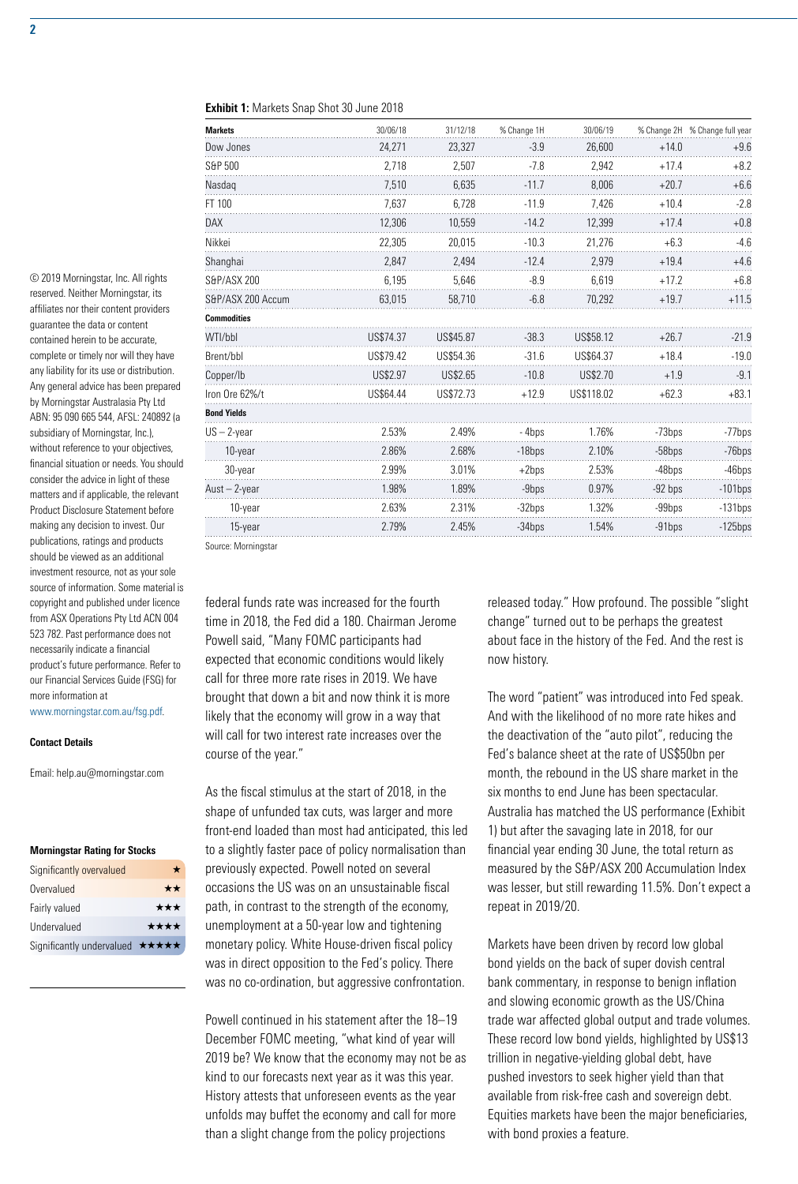**Exhibit 1:** Markets Snap Shot 30 June 2018

| Markets | 30/06/18 | 31/12/18 | % Change 1H | 30/06/19 | % Change 2H | % Change full year |
|---|---|---|---|---|---|---|
| Dow Jones | 24,271 | 23,327 | -3.9 | 26,600 | +14.0 | +9.6 |
| S&P 500 | 2,718 | 2,507 | -7.8 | 2,942 | +17.4 | +8.2 |
| Nasdaq | 7,510 | 6,635 | -11.7 | 8,006 | +20.7 | +6.6 |
| FT 100 | 7,637 | 6,728 | -11.9 | 7,426 | +10.4 | -2.8 |
| DAX | 12,306 | 10,559 | -14.2 | 12,399 | +17.4 | +0.8 |
| Nikkei | 22,305 | 20,015 | -10.3 | 21,276 | +6.3 | -4.6 |
| Shanghai | 2,847 | 2,494 | -12.4 | 2,979 | +19.4 | +4.6 |
| S&P/ASX 200 | 6,195 | 5,646 | -8.9 | 6,619 | +17.2 | +6.8 |
| S&P/ASX 200 Accum | 63,015 | 58,710 | -6.8 | 70,292 | +19.7 | +11.5 |
| **Commodities** | | | | | | |
| WTI/bbl | US$74.37 | US$45.87 | -38.3 | US$58.12 | +26.7 | -21.9 |
| Brent/bbl | US$79.42 | US$54.36 | -31.6 | US$64.37 | +18.4 | -19.0 |
| Copper/lb | US$2.97 | US$2.65 | -10.8 | US$2.70 | +1.9 | -9.1 |
| Iron Ore 62%/t | US$64.44 | US$72.73 | +12.9 | US$118.02 | +62.3 | +83.1 |
| **Bond Yields** | | | | | | |
| US – 2-year | 2.53% | 2.49% | - 4bps | 1.76% | -73bps | -77bps |
| 10-year | 2.86% | 2.68% | -18bps | 2.10% | -58bps | -76bps |
| 30-year | 2.99% | 3.01% | +2bps | 2.53% | -48bps | -46bps |
| Aust – 2-year | 1.98% | 1.89% | -9bps | 0.97% | -92 bps | -101bps |
| 10-year | 2.63% | 2.31% | -32bps | 1.32% | -99bps | -131bps |
| 15-year | 2.79% | 2.45% | -34bps | 1.54% | -91bps | -125bps |

Source: Morningstar

federal funds rate was increased for the fourth time in 2018, the Fed did a 180. Chairman Jerome Powell said, "Many FOMC participants had expected that economic conditions would likely call for three more rate rises in 2019. We have brought that down a bit and now think it is more likely that the economy will grow in a way that will call for two interest rate increases over the course of the year."

As the fiscal stimulus at the start of 2018, in the shape of unfunded tax cuts, was larger and more front-end loaded than most had anticipated, this led to a slightly faster pace of policy normalisation than previously expected. Powell noted on several occasions the US was on an unsustainable fiscal path, in contrast to the strength of the economy, unemployment at a 50-year low and tightening monetary policy. White House-driven fiscal policy was in direct opposition to the Fed's policy. There was no co-ordination, but aggressive confrontation.

Powell continued in his statement after the 18–19 December FOMC meeting, "what kind of year will 2019 be? We know that the economy may not be as kind to our forecasts next year as it was this year. History attests that unforeseen events as the year unfolds may buffet the economy and call for more than a slight change from the policy projections released today." How profound. The possible "slight change" turned out to be perhaps the greatest about face in the history of the Fed. And the rest is now history.

The word "patient" was introduced into Fed speak. And with the likelihood of no more rate hikes and the deactivation of the "auto pilot", reducing the Fed's balance sheet at the rate of US$50bn per month, the rebound in the US share market in the six months to end June has been spectacular. Australia has matched the US performance (Exhibit 1) but after the savaging late in 2018, for our financial year ending 30 June, the total return as measured by the S&P/ASX 200 Accumulation Index was lesser, but still rewarding 11.5%. Don't expect a repeat in 2019/20.

Markets have been driven by record low global bond yields on the back of super dovish central bank commentary, in response to benign inflation and slowing economic growth as the US/China trade war affected global output and trade volumes. These record low bond yields, highlighted by US$13 trillion in negative-yielding global debt, have pushed investors to seek higher yield than that available from risk-free cash and sovereign debt. Equities markets have been the major beneficiaries, with bond proxies a feature.

© 2019 Morningstar, Inc. All rights reserved. Neither Morningstar, its affiliates nor their content providers guarantee the data or content contained herein to be accurate, complete or timely nor will they have any liability for its use or distribution. Any general advice has been prepared by Morningstar Australasia Pty Ltd ABN: 95 090 665 544, AFSL: 240892 (a subsidiary of Morningstar, Inc.), without reference to your objectives, financial situation or needs. You should consider the advice in light of these matters and if applicable, the relevant Product Disclosure Statement before making any decision to invest. Our publications, ratings and products should be viewed as an additional investment resource, not as your sole source of information. Some material is copyright and published under licence from ASX Operations Pty Ltd ACN 004 523 782. Past performance does not necessarily indicate a financial product's future performance. Refer to our Financial Services Guide (FSG) for more information at www.morningstar.com.au/fsg.pdf.

**Contact Details**

Email: help.au@morningstar.com

**Morningstar Rating for Stocks**

| | |
|---|---|
| Significantly overvalued | ★ |
| Overvalued | ★★ |
| Fairly valued | ★★★ |
| Undervalued | ★★★★ |
| Significantly undervalued | ★★★★★ |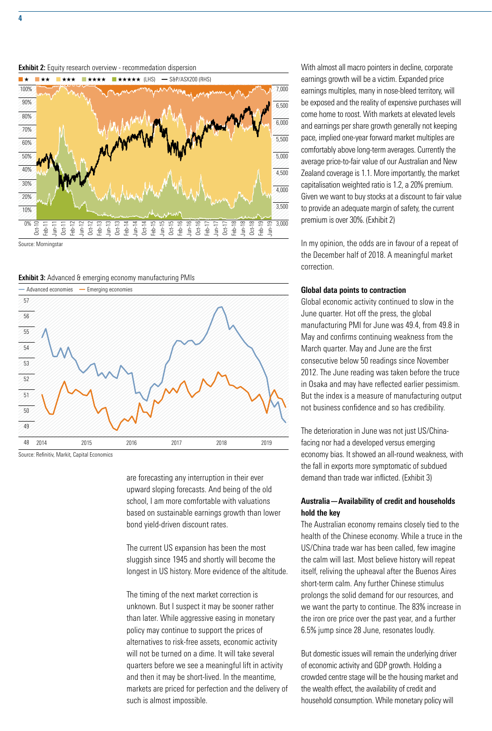**Exhibit 2:** Equity research overview - recommendation dispersion

Source: Morningstar

**Exhibit 3:** Advanced & emerging economy manufacturing PMIs

Source: Refinitiv, Markit, Capital Economics

are forecasting any interruption in their ever upward sloping forecasts. And being of the old school, I am more comfortable with valuations based on sustainable earnings growth than lower bond yield-driven discount rates.

The current US expansion has been the most sluggish since 1945 and shortly will become the longest in US history. More evidence of the altitude.

The timing of the next market correction is unknown. But I suspect it may be sooner rather than later. While aggressive easing in monetary policy may continue to support the prices of alternatives to risk-free assets, economic activity will not be turned on a dime. It will take several quarters before we see a meaningful lift in activity and then it may be short-lived. In the meantime, markets are priced for perfection and the delivery of such is almost impossible.

With almost all macro pointers in decline, corporate earnings growth will be a victim. Expanded price earnings multiples, many in nose-bleed territory, will be exposed and the reality of expensive purchases will come home to roost. With markets at elevated levels and earnings per share growth generally not keeping pace, implied one-year forward market multiples are comfortably above long-term averages. Currently the average price-to-fair value of our Australian and New Zealand coverage is 1.1. More importantly, the market capitalisation weighted ratio is 1.2, a 20% premium. Given we want to buy stocks at a discount to fair value to provide an adequate margin of safety, the current premium is over 30%. (Exhibit 2)

In my opinion, the odds are in favour of a repeat of the December half of 2018. A meaningful market correction.

### Global data points to contraction

Global economic activity continued to slow in the June quarter. Hot off the press, the global manufacturing PMI for June was 49.4, from 49.8 in May and confirms continuing weakness from the March quarter. May and June are the first consecutive below 50 readings since November 2012. The June reading was taken before the truce in Osaka and may have reflected earlier pessimism. But the index is a measure of manufacturing output not business confidence and so has credibility.

The deterioration in June was not just US/China-facing nor had a developed versus emerging economy bias. It showed an all-round weakness, with the fall in exports more symptomatic of subdued demand than trade war inflicted. (Exhibit 3)

### Australia—Availability of credit and households hold the key

The Australian economy remains closely tied to the health of the Chinese economy. While a truce in the US/China trade war has been called, few imagine the calm will last. Most believe history will repeat itself, reliving the upheaval after the Buenos Aires short-term calm. Any further Chinese stimulus prolongs the solid demand for our resources, and we want the party to continue. The 83% increase in the iron ore price over the past year, and a further 6.5% jump since 28 June, resonates loudly.

But domestic issues will remain the underlying driver of economic activity and GDP growth. Holding a crowded centre stage will be the housing market and the wealth effect, the availability of credit and household consumption. While monetary policy will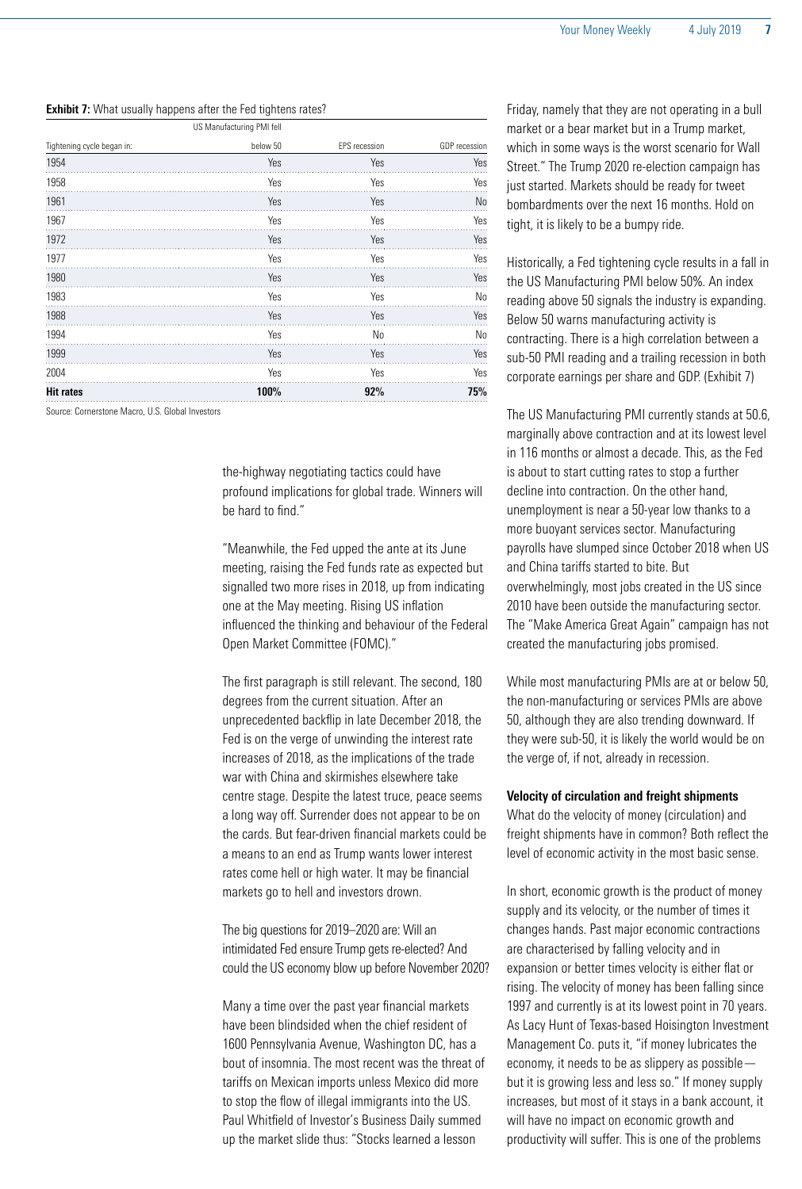**Exhibit 7:** What usually happens after the Fed tightens rates?

| Tightening cycle began in: | US Manufacturing PMI fell below 50 | EPS recession | GDP recession |
|---|---|---|---|
| 1954 | Yes | Yes | Yes |
| 1958 | Yes | Yes | Yes |
| 1961 | Yes | Yes | No |
| 1967 | Yes | Yes | Yes |
| 1972 | Yes | Yes | Yes |
| 1977 | Yes | Yes | Yes |
| 1980 | Yes | Yes | Yes |
| 1983 | Yes | Yes | No |
| 1988 | Yes | Yes | Yes |
| 1994 | Yes | No | No |
| 1999 | Yes | Yes | Yes |
| 2004 | Yes | Yes | Yes |
| **Hit rates** | **100%** | **92%** | **75%** |

Source: Cornerstone Macro, U.S. Global Investors

the-highway negotiating tactics could have profound implications for global trade. Winners will be hard to find."

"Meanwhile, the Fed upped the ante at its June meeting, raising the Fed funds rate as expected but signalled two more rises in 2018, up from indicating one at the May meeting. Rising US inflation influenced the thinking and behaviour of the Federal Open Market Committee (FOMC)."

The first paragraph is still relevant. The second, 180 degrees from the current situation. After an unprecedented backflip in late December 2018, the Fed is on the verge of unwinding the interest rate increases of 2018, as the implications of the trade war with China and skirmishes elsewhere take centre stage. Despite the latest truce, peace seems a long way off. Surrender does not appear to be on the cards. But fear-driven financial markets could be a means to an end as Trump wants lower interest rates come hell or high water. It may be financial markets go to hell and investors drown.

The big questions for 2019–2020 are: Will an intimidated Fed ensure Trump gets re-elected? And could the US economy blow up before November 2020?

Many a time over the past year financial markets have been blindsided when the chief resident of 1600 Pennsylvania Avenue, Washington DC, has a bout of insomnia. The most recent was the threat of tariffs on Mexican imports unless Mexico did more to stop the flow of illegal immigrants into the US. Paul Whitfield of Investor's Business Daily summed up the market slide thus: "Stocks learned a lesson Friday, namely that they are not operating in a bull market or a bear market but in a Trump market, which in some ways is the worst scenario for Wall Street." The Trump 2020 re-election campaign has just started. Markets should be ready for tweet bombardments over the next 16 months. Hold on tight, it is likely to be a bumpy ride.

Historically, a Fed tightening cycle results in a fall in the US Manufacturing PMI below 50%. An index reading above 50 signals the industry is expanding. Below 50 warns manufacturing activity is contracting. There is a high correlation between a sub-50 PMI reading and a trailing recession in both corporate earnings per share and GDP. (Exhibit 7)

The US Manufacturing PMI currently stands at 50.6, marginally above contraction and at its lowest level in 116 months or almost a decade. This, as the Fed is about to start cutting rates to stop a further decline into contraction. On the other hand, unemployment is near a 50-year low thanks to a more buoyant services sector. Manufacturing payrolls have slumped since October 2018 when US and China tariffs started to bite. But overwhelmingly, most jobs created in the US since 2010 have been outside the manufacturing sector. The "Make America Great Again" campaign has not created the manufacturing jobs promised.

While most manufacturing PMIs are at or below 50, the non-manufacturing or services PMIs are above 50, although they are also trending downward. If they were sub-50, it is likely the world would be on the verge of, if not, already in recession.

**Velocity of circulation and freight shipments**

What do the velocity of money (circulation) and freight shipments have in common? Both reflect the level of economic activity in the most basic sense.

In short, economic growth is the product of money supply and its velocity, or the number of times it changes hands. Past major economic contractions are characterised by falling velocity and in expansion or better times velocity is either flat or rising. The velocity of money has been falling since 1997 and currently is at its lowest point in 70 years. As Lacy Hunt of Texas-based Hoisington Investment Management Co. puts it, "if money lubricates the economy, it needs to be as slippery as possible—but it is growing less and less so." If money supply increases, but most of it stays in a bank account, it will have no impact on economic growth and productivity will suffer. This is one of the problems